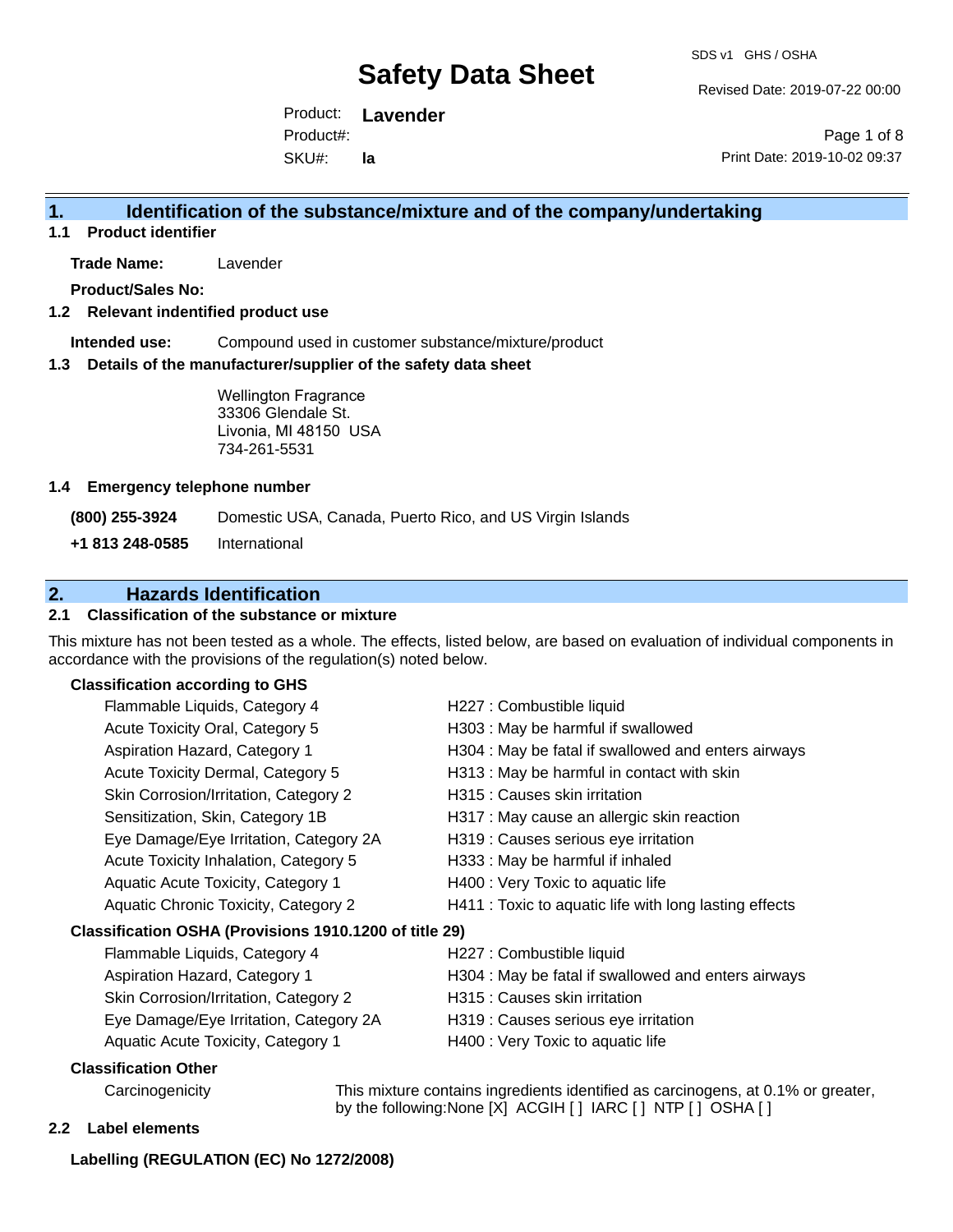# Safety Data Sheet

SDS v1 GHS / OSHA

Revised Date: 2019-07-22 00:00

Product: **Lavender**

Product#:

SKU#: **la**

Print Date: 2019-10-02 09:37

## 1. Identification of the substance/mixture and of the company/undertaking

### 1.1 Product identifier

**Trade Name:** Lavender

**Product/Sales No:**

### 1.2 Relevant identified product use

**Intended use:** Compound used in customer substance/mixture/product

### 1.3 Details of the manufacturer/supplier of the safety data sheet

Wellington Fragrance
33306 Glendale St.
Livonia, MI 48150 USA
734-261-5531

### 1.4 Emergency telephone number

| | |
|---|---|
| **(800) 255-3924** | Domestic USA, Canada, Puerto Rico, and US Virgin Islands |
| **+1 813 248-0585** | International |

## 2. Hazards Identification

### 2.1 Classification of the substance or mixture

This mixture has not been tested as a whole. The effects, listed below, are based on evaluation of individual components in accordance with the provisions of the regulation(s) noted below.

**Classification according to GHS**

| | |
|---|---|
| Flammable Liquids, Category 4 | H227 : Combustible liquid |
| Acute Toxicity Oral, Category 5 | H303 : May be harmful if swallowed |
| Aspiration Hazard, Category 1 | H304 : May be fatal if swallowed and enters airways |
| Acute Toxicity Dermal, Category 5 | H313 : May be harmful in contact with skin |
| Skin Corrosion/Irritation, Category 2 | H315 : Causes skin irritation |
| Sensitization, Skin, Category 1B | H317 : May cause an allergic skin reaction |
| Eye Damage/Eye Irritation, Category 2A | H319 : Causes serious eye irritation |
| Acute Toxicity Inhalation, Category 5 | H333 : May be harmful if inhaled |
| Aquatic Acute Toxicity, Category 1 | H400 : Very Toxic to aquatic life |
| Aquatic Chronic Toxicity, Category 2 | H411 : Toxic to aquatic life with long lasting effects |

**Classification OSHA (Provisions 1910.1200 of title 29)**

| | |
|---|---|
| Flammable Liquids, Category 4 | H227 : Combustible liquid |
| Aspiration Hazard, Category 1 | H304 : May be fatal if swallowed and enters airways |
| Skin Corrosion/Irritation, Category 2 | H315 : Causes skin irritation |
| Eye Damage/Eye Irritation, Category 2A | H319 : Causes serious eye irritation |
| Aquatic Acute Toxicity, Category 1 | H400 : Very Toxic to aquatic life |

**Classification Other**

Carcinogenicity: This mixture contains ingredients identified as carcinogens, at 0.1% or greater, by the following:None [X] ACGIH [ ] IARC [ ] NTP [ ] OSHA [ ]

### 2.2 Label elements

**Labelling (REGULATION (EC) No 1272/2008)**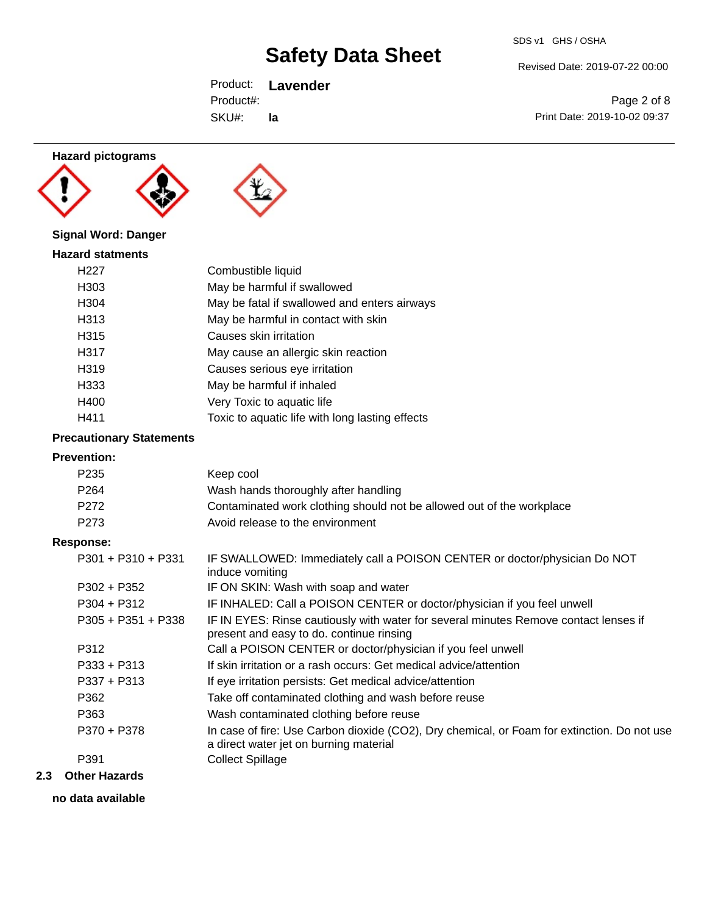**Hazard pictograms**

**Signal Word: Danger**

**Hazard statments**

| | |
|---|---|
| H227 | Combustible liquid |
| H303 | May be harmful if swallowed |
| H304 | May be fatal if swallowed and enters airways |
| H313 | May be harmful in contact with skin |
| H315 | Causes skin irritation |
| H317 | May cause an allergic skin reaction |
| H319 | Causes serious eye irritation |
| H333 | May be harmful if inhaled |
| H400 | Very Toxic to aquatic life |
| H411 | Toxic to aquatic life with long lasting effects |

**Precautionary Statements**

**Prevention:**

| | |
|---|---|
| P235 | Keep cool |
| P264 | Wash hands thoroughly after handling |
| P272 | Contaminated work clothing should not be allowed out of the workplace |
| P273 | Avoid release to the environment |

**Response:**

| | |
|---|---|
| P301 + P310 + P331 | IF SWALLOWED: Immediately call a POISON CENTER or doctor/physician Do NOT induce vomiting |
| P302 + P352 | IF ON SKIN: Wash with soap and water |
| P304 + P312 | IF INHALED: Call a POISON CENTER or doctor/physician if you feel unwell |
| P305 + P351 + P338 | IF IN EYES: Rinse cautiously with water for several minutes Remove contact lenses if present and easy to do. continue rinsing |
| P312 | Call a POISON CENTER or doctor/physician if you feel unwell |
| P333 + P313 | If skin irritation or a rash occurs: Get medical advice/attention |
| P337 + P313 | If eye irritation persists: Get medical advice/attention |
| P362 | Take off contaminated clothing and wash before reuse |
| P363 | Wash contaminated clothing before reuse |
| P370 + P378 | In case of fire: Use Carbon dioxide ($CO_2$), Dry chemical, or Foam for extinction. Do not use a direct water jet on burning material |
| P391 | Collect Spillage |

## 2.3 Other Hazards

**no data available**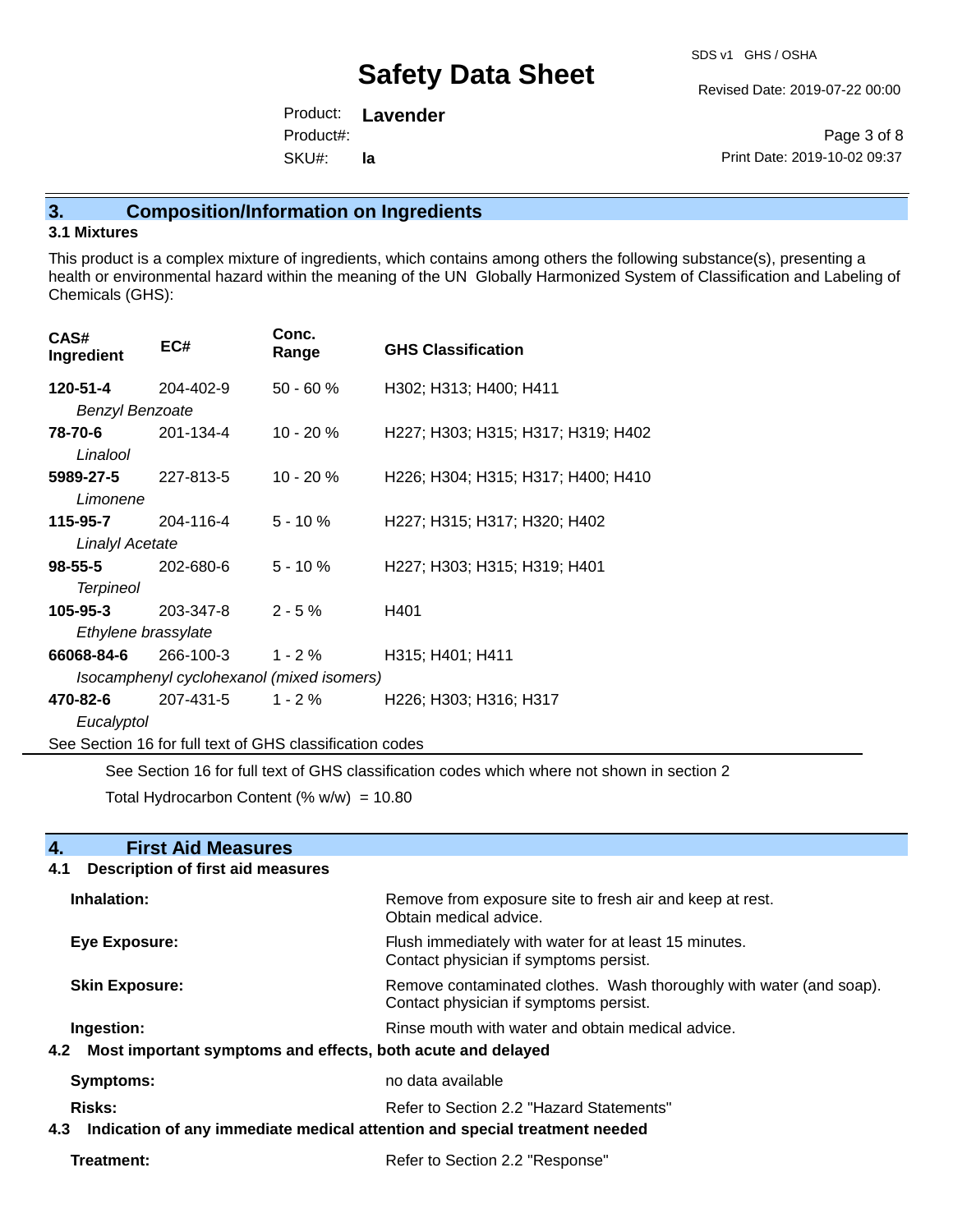## 3. Composition/Information on Ingredients

### 3.1 Mixtures

This product is a complex mixture of ingredients, which contains among others the following substance(s), presenting a health or environmental hazard within the meaning of the UN Globally Harmonized System of Classification and Labeling of Chemicals (GHS):

| CAS# Ingredient | EC# | Conc. Range | GHS Classification |
|---|---|---|---|
| **120-51-4** *Benzyl Benzoate* | 204-402-9 | 50 - 60 % | H302; H313; H400; H411 |
| **78-70-6** *Linalool* | 201-134-4 | 10 - 20 % | H227; H303; H315; H317; H319; H402 |
| **5989-27-5** *Limonene* | 227-813-5 | 10 - 20 % | H226; H304; H315; H317; H400; H410 |
| **115-95-7** *Linalyl Acetate* | 204-116-4 | 5 - 10 % | H227; H315; H317; H320; H402 |
| **98-55-5** *Terpineol* | 202-680-6 | 5 - 10 % | H227; H303; H315; H319; H401 |
| **105-95-3** *Ethylene brassylate* | 203-347-8 | 2 - 5 % | H401 |
| **66068-84-6** *Isocamphenyl cyclohexanol (mixed isomers)* | 266-100-3 | 1 - 2 % | H315; H401; H411 |
| **470-82-6** *Eucalyptol* | 207-431-5 | 1 - 2 % | H226; H303; H316; H317 |

See Section 16 for full text of GHS classification codes

See Section 16 for full text of GHS classification codes which where not shown in section 2

Total Hydrocarbon Content (% w/w) = 10.80

## 4. First Aid Measures

### 4.1 Description of first aid measures

**Inhalation:** Remove from exposure site to fresh air and keep at rest. Obtain medical advice.

**Eye Exposure:** Flush immediately with water for at least 15 minutes. Contact physician if symptoms persist.

**Skin Exposure:** Remove contaminated clothes. Wash thoroughly with water (and soap). Contact physician if symptoms persist.

**Ingestion:** Rinse mouth with water and obtain medical advice.

### 4.2 Most important symptoms and effects, both acute and delayed

**Symptoms:** no data available

**Risks:** Refer to Section 2.2 "Hazard Statements"

### 4.3 Indication of any immediate medical attention and special treatment needed

**Treatment:** Refer to Section 2.2 "Response"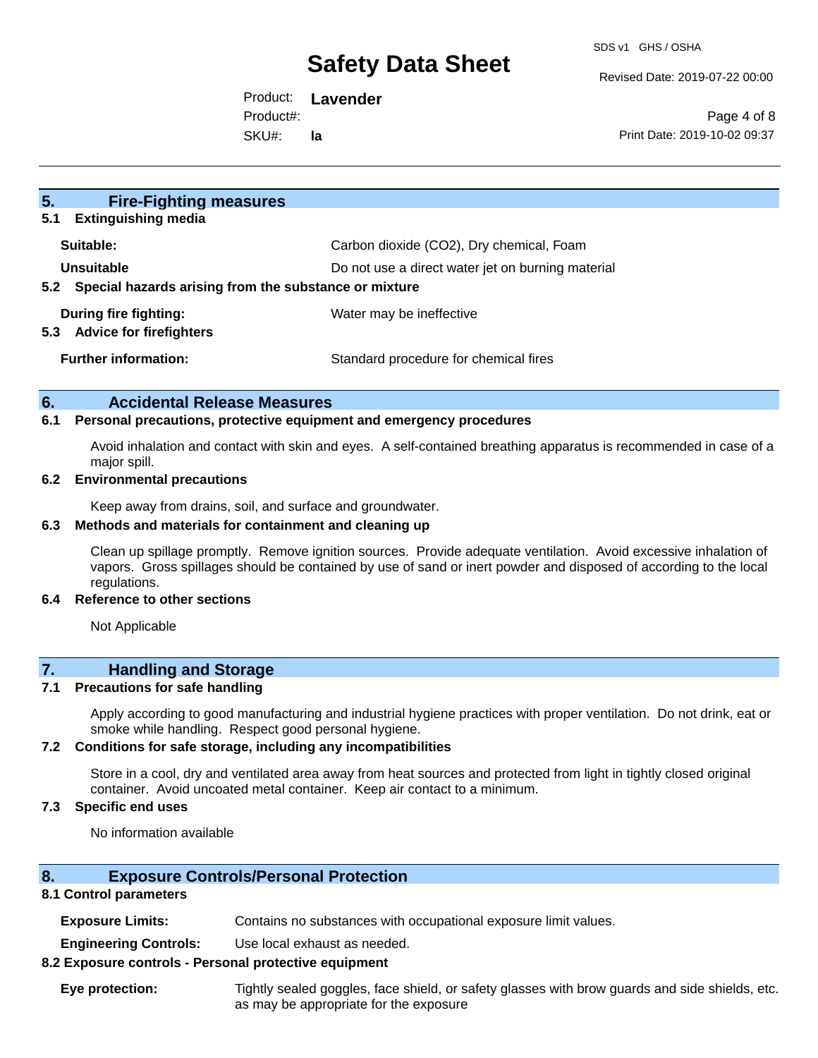## 5. Fire-Fighting measures

### 5.1 Extinguishing media

| | |
|---|---|
| **Suitable:** | Carbon dioxide ($CO_2$), Dry chemical, Foam |
| **Unsuitable** | Do not use a direct water jet on burning material |

### 5.2 Special hazards arising from the substance or mixture

| | |
|---|---|
| **During fire fighting:** | Water may be ineffective |

### 5.3 Advice for firefighters

| | |
|---|---|
| **Further information:** | Standard procedure for chemical fires |

## 6. Accidental Release Measures

### 6.1 Personal precautions, protective equipment and emergency procedures

Avoid inhalation and contact with skin and eyes. A self-contained breathing apparatus is recommended in case of a major spill.

### 6.2 Environmental precautions

Keep away from drains, soil, and surface and groundwater.

### 6.3 Methods and materials for containment and cleaning up

Clean up spillage promptly. Remove ignition sources. Provide adequate ventilation. Avoid excessive inhalation of vapors. Gross spillages should be contained by use of sand or inert powder and disposed of according to the local regulations.

### 6.4 Reference to other sections

Not Applicable

## 7. Handling and Storage

### 7.1 Precautions for safe handling

Apply according to good manufacturing and industrial hygiene practices with proper ventilation. Do not drink, eat or smoke while handling. Respect good personal hygiene.

### 7.2 Conditions for safe storage, including any incompatibilities

Store in a cool, dry and ventilated area away from heat sources and protected from light in tightly closed original container. Avoid uncoated metal container. Keep air contact to a minimum.

### 7.3 Specific end uses

No information available

## 8. Exposure Controls/Personal Protection

### 8.1 Control parameters

| | |
|---|---|
| **Exposure Limits:** | Contains no substances with occupational exposure limit values. |
| **Engineering Controls:** | Use local exhaust as needed. |

### 8.2 Exposure controls - Personal protective equipment

| | |
|---|---|
| **Eye protection:** | Tightly sealed goggles, face shield, or safety glasses with brow guards and side shields, etc. as may be appropriate for the exposure |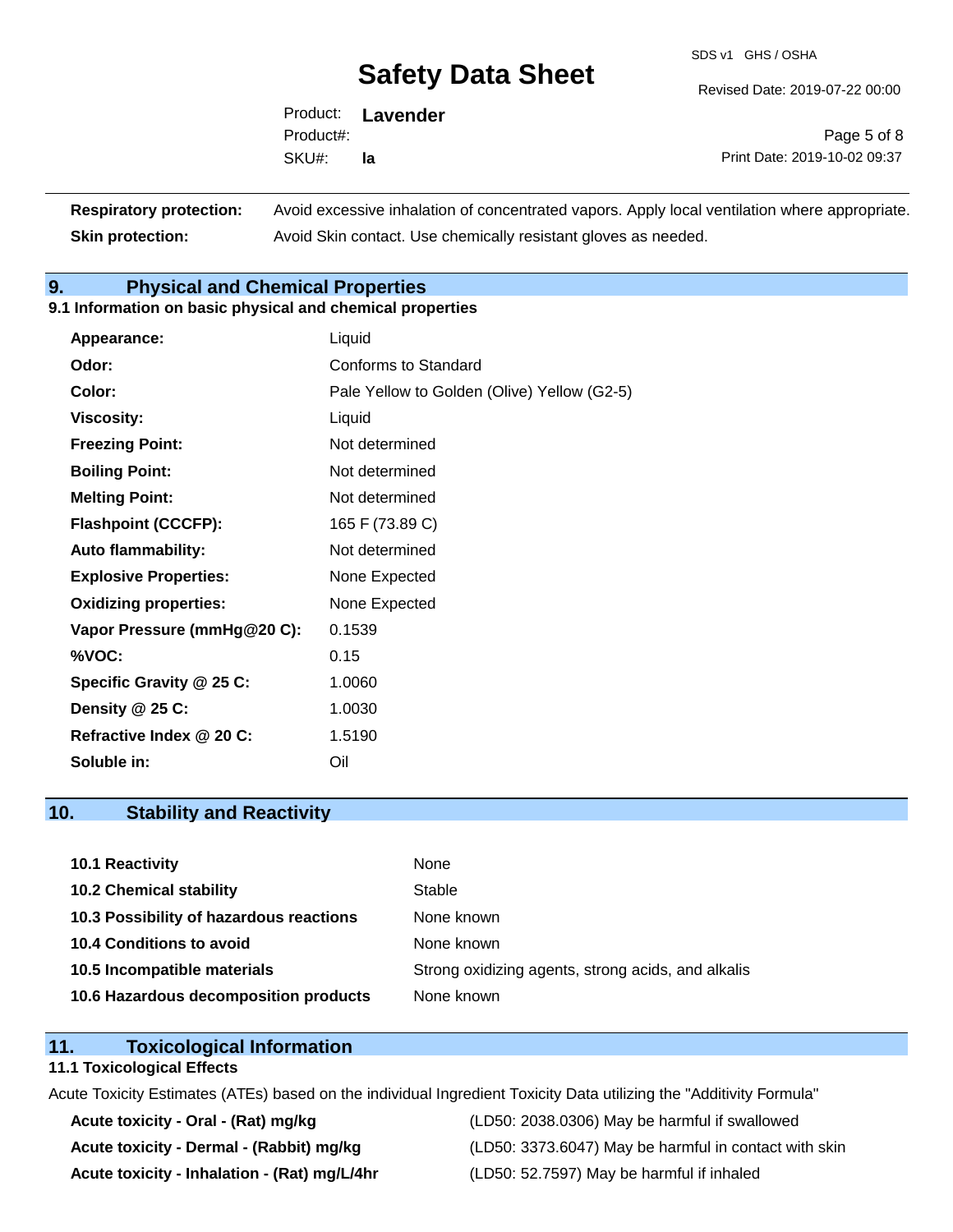| | |
|---|---|
| **Respiratory protection:** | Avoid excessive inhalation of concentrated vapors. Apply local ventilation where appropriate. |
| **Skin protection:** | Avoid Skin contact. Use chemically resistant gloves as needed. |

## 9. Physical and Chemical Properties

### 9.1 Information on basic physical and chemical properties

| | |
|---|---|
| **Appearance:** | Liquid |
| **Odor:** | Conforms to Standard |
| **Color:** | Pale Yellow to Golden (Olive) Yellow (G2-5) |
| **Viscosity:** | Liquid |
| **Freezing Point:** | Not determined |
| **Boiling Point:** | Not determined |
| **Melting Point:** | Not determined |
| **Flashpoint (CCCFP):** | 165 F (73.89 C) |
| **Auto flammability:** | Not determined |
| **Explosive Properties:** | None Expected |
| **Oxidizing properties:** | None Expected |
| **Vapor Pressure (mmHg@20 C):** | 0.1539 |
| **%VOC:** | 0.15 |
| **Specific Gravity @ 25 C:** | 1.0060 |
| **Density @ 25 C:** | 1.0030 |
| **Refractive Index @ 20 C:** | 1.5190 |
| **Soluble in:** | Oil |

## 10. Stability and Reactivity

| | |
|---|---|
| **10.1 Reactivity** | None |
| **10.2 Chemical stability** | Stable |
| **10.3 Possibility of hazardous reactions** | None known |
| **10.4 Conditions to avoid** | None known |
| **10.5 Incompatible materials** | Strong oxidizing agents, strong acids, and alkalis |
| **10.6 Hazardous decomposition products** | None known |

## 11. Toxicological Information

### 11.1 Toxicological Effects

Acute Toxicity Estimates (ATEs) based on the individual Ingredient Toxicity Data utilizing the "Additivity Formula"

| | |
|---|---|
| **Acute toxicity - Oral - (Rat) mg/kg** | (LD50: 2038.0306) May be harmful if swallowed |
| **Acute toxicity - Dermal - (Rabbit) mg/kg** | (LD50: 3373.6047) May be harmful in contact with skin |
| **Acute toxicity - Inhalation - (Rat) mg/L/4hr** | (LD50: 52.7597) May be harmful if inhaled |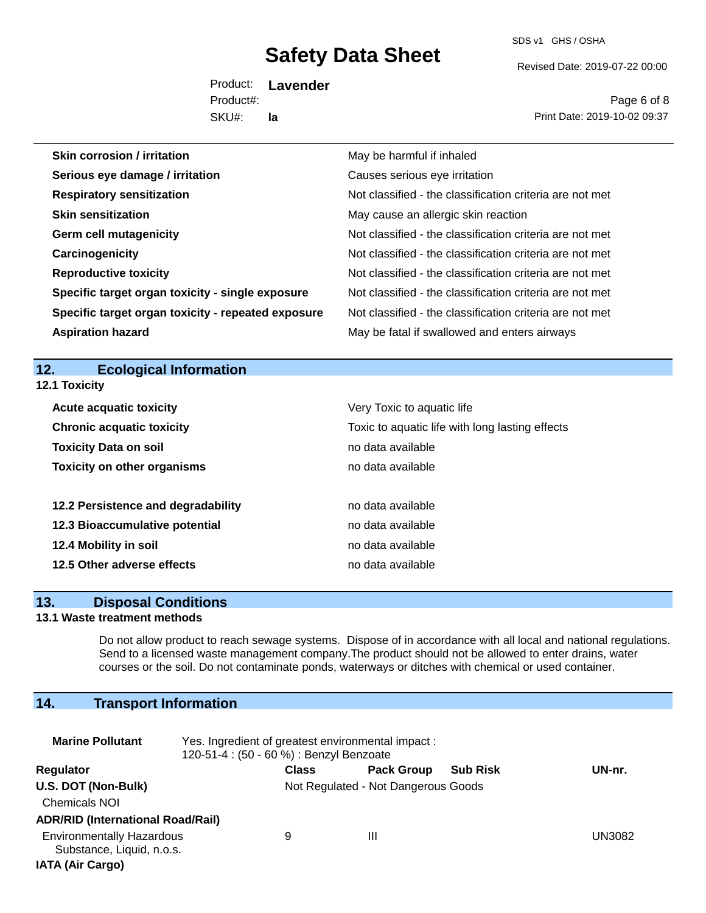| | |
|---|---|
| **Skin corrosion / irritation** | May be harmful if inhaled |
| **Serious eye damage / irritation** | Causes serious eye irritation |
| **Respiratory sensitization** | Not classified - the classification criteria are not met |
| **Skin sensitization** | May cause an allergic skin reaction |
| **Germ cell mutagenicity** | Not classified - the classification criteria are not met |
| **Carcinogenicity** | Not classified - the classification criteria are not met |
| **Reproductive toxicity** | Not classified - the classification criteria are not met |
| **Specific target organ toxicity - single exposure** | Not classified - the classification criteria are not met |
| **Specific target organ toxicity - repeated exposure** | Not classified - the classification criteria are not met |
| **Aspiration hazard** | May be fatal if swallowed and enters airways |

## 12. Ecological Information

### 12.1 Toxicity

| | |
|---|---|
| **Acute acquatic toxicity** | Very Toxic to aquatic life |
| **Chronic acquatic toxicity** | Toxic to aquatic life with long lasting effects |
| **Toxicity Data on soil** | no data available |
| **Toxicity on other organisms** | no data available |
| **12.2 Persistence and degradability** | no data available |
| **12.3 Bioaccumulative potential** | no data available |
| **12.4 Mobility in soil** | no data available |
| **12.5 Other adverse effects** | no data available |

## 13. Disposal Conditions

### 13.1 Waste treatment methods

Do not allow product to reach sewage systems. Dispose of in accordance with all local and national regulations. Send to a licensed waste management company.The product should not be allowed to enter drains, water courses or the soil. Do not contaminate ponds, waterways or ditches with chemical or used container.

## 14. Transport Information

**Marine Pollutant** Yes. Ingredient of greatest environmental impact : 120-51-4 : (50 - 60 %) : Benzyl Benzoate

| Regulator | Class | Pack Group | Sub Risk | UN-nr. |
|---|---|---|---|---|
| **U.S. DOT (Non-Bulk)** | Not Regulated - Not Dangerous Goods | | | |
| Chemicals NOI | | | | |
| **ADR/RID (International Road/Rail)** | | | | |
| Environmentally Hazardous Substance, Liquid, n.o.s. | 9 | III | | UN3082 |
| **IATA (Air Cargo)** | | | | |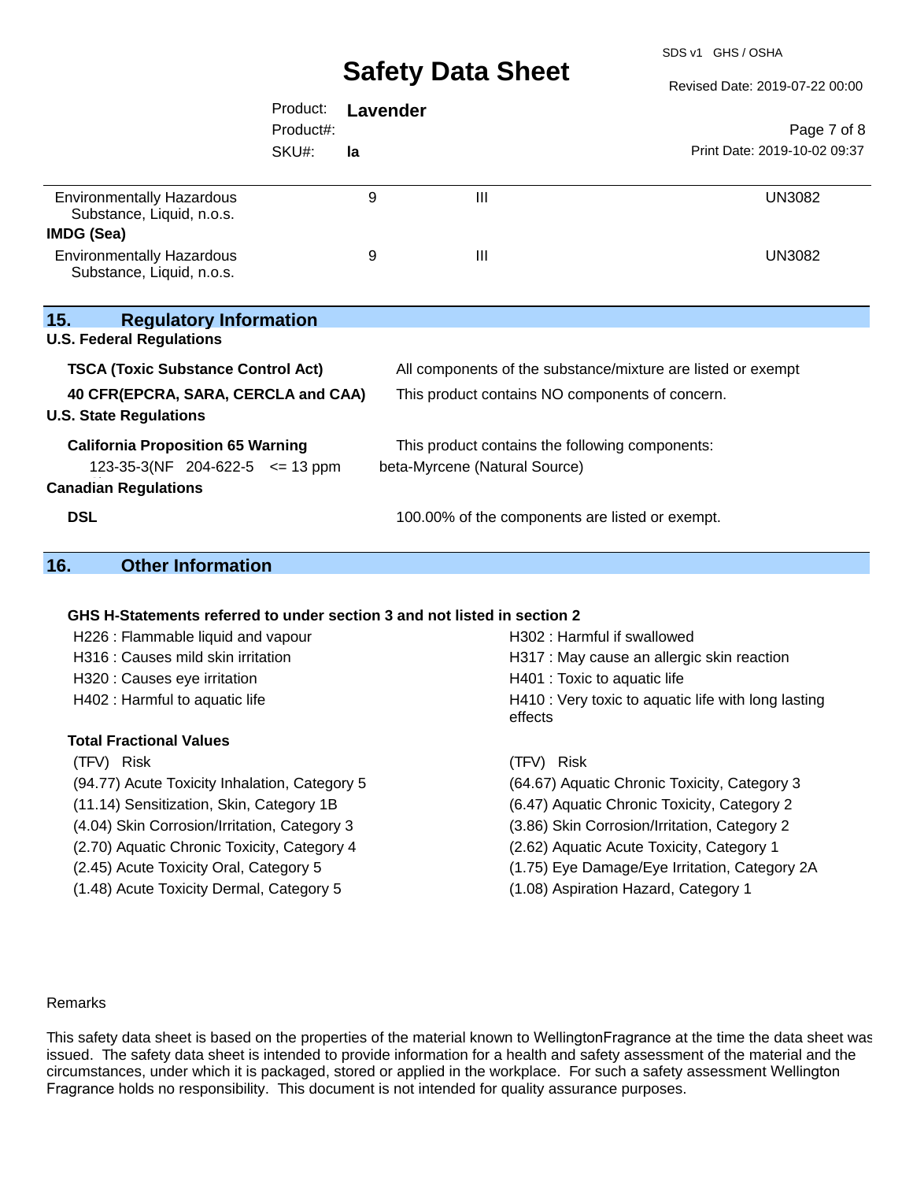| | | | |
|---|---|---|---|
| Environmentally Hazardous Substance, Liquid, n.o.s. | 9 | III | UN3082 |
| **IMDG (Sea)** | | | |
| Environmentally Hazardous Substance, Liquid, n.o.s. | 9 | III | UN3082 |

## 15. Regulatory Information

**U.S. Federal Regulations**

| | |
|---|---|
| **TSCA (Toxic Substance Control Act)** | All components of the substance/mixture are listed or exempt |
| **40 CFR(EPCRA, SARA, CERCLA and CAA)** | This product contains NO components of concern. |

**U.S. State Regulations**

| | |
|---|---|
| **California Proposition 65 Warning** | This product contains the following components: |
| 123-35-3(NF 204-622-5 <= 13 ppm | beta-Myrcene (Natural Source) |

**Canadian Regulations**

| | |
|---|---|
| **DSL** | 100.00% of the components are listed or exempt. |

## 16. Other Information

**GHS H-Statements referred to under section 3 and not listed in section 2**

H226 : Flammable liquid and vapour
H302 : Harmful if swallowed
H316 : Causes mild skin irritation
H317 : May cause an allergic skin reaction
H320 : Causes eye irritation
H401 : Toxic to aquatic life
H402 : Harmful to aquatic life
H410 : Very toxic to aquatic life with long lasting effects

**Total Fractional Values**

| (TFV) Risk | (TFV) Risk |
|---|---|
| (94.77) Acute Toxicity Inhalation, Category 5 | (64.67) Aquatic Chronic Toxicity, Category 3 |
| (11.14) Sensitization, Skin, Category 1B | (6.47) Aquatic Chronic Toxicity, Category 2 |
| (4.04) Skin Corrosion/Irritation, Category 3 | (3.86) Skin Corrosion/Irritation, Category 2 |
| (2.70) Aquatic Chronic Toxicity, Category 4 | (2.62) Aquatic Acute Toxicity, Category 1 |
| (2.45) Acute Toxicity Oral, Category 5 | (1.75) Eye Damage/Eye Irritation, Category 2A |
| (1.48) Acute Toxicity Dermal, Category 5 | (1.08) Aspiration Hazard, Category 1 |

Remarks

This safety data sheet is based on the properties of the material known to WellingtonFragrance at the time the data sheet was issued. The safety data sheet is intended to provide information for a health and safety assessment of the material and the circumstances, under which it is packaged, stored or applied in the workplace. For such a safety assessment Wellington Fragrance holds no responsibility. This document is not intended for quality assurance purposes.